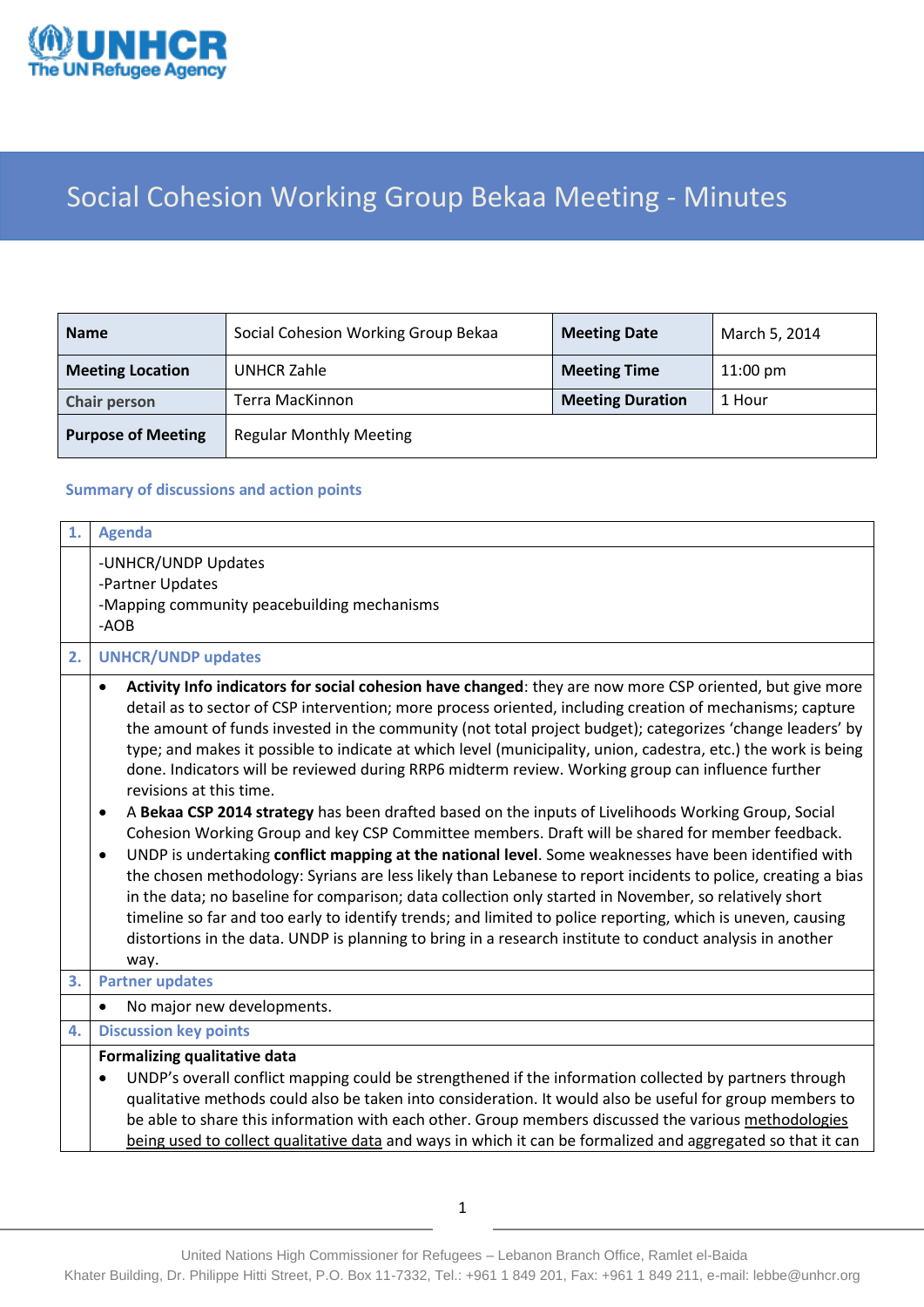# Social Cohesion Working Group Bekaa Meeting - Minutes

| **Name** | Social Cohesion Working Group Bekaa | **Meeting Date** | March 5, 2014 |
|---|---|---|---|
| **Meeting Location** | UNHCR Zahle | **Meeting Time** | 11:00 pm |
| **Chair person** | Terra MacKinnon | **Meeting Duration** | 1 Hour |
| **Purpose of Meeting** | Regular Monthly Meeting | | |

### Summary of discussions and action points

**1. Agenda**

-UNHCR/UNDP Updates
-Partner Updates
-Mapping community peacebuilding mechanisms
-AOB

**2. UNHCR/UNDP updates**

- **Activity Info indicators for social cohesion have changed**: they are now more CSP oriented, but give more detail as to sector of CSP intervention; more process oriented, including creation of mechanisms; capture the amount of funds invested in the community (not total project budget); categorizes 'change leaders' by type; and makes it possible to indicate at which level (municipality, union, cadestra, etc.) the work is being done. Indicators will be reviewed during RRP6 midterm review. Working group can influence further revisions at this time.
- A **Bekaa CSP 2014 strategy** has been drafted based on the inputs of Livelihoods Working Group, Social Cohesion Working Group and key CSP Committee members. Draft will be shared for member feedback.
- UNDP is undertaking **conflict mapping at the national level**. Some weaknesses have been identified with the chosen methodology: Syrians are less likely than Lebanese to report incidents to police, creating a bias in the data; no baseline for comparison; data collection only started in November, so relatively short timeline so far and too early to identify trends; and limited to police reporting, which is uneven, causing distortions in the data. UNDP is planning to bring in a research institute to conduct analysis in another way.

**3. Partner updates**

- No major new developments.

**4. Discussion key points**

**Formalizing qualitative data**

- UNDP's overall conflict mapping could be strengthened if the information collected by partners through qualitative methods could also be taken into consideration. It would also be useful for group members to be able to share this information with each other. Group members discussed the various methodologies being used to collect qualitative data and ways in which it can be formalized and aggregated so that it can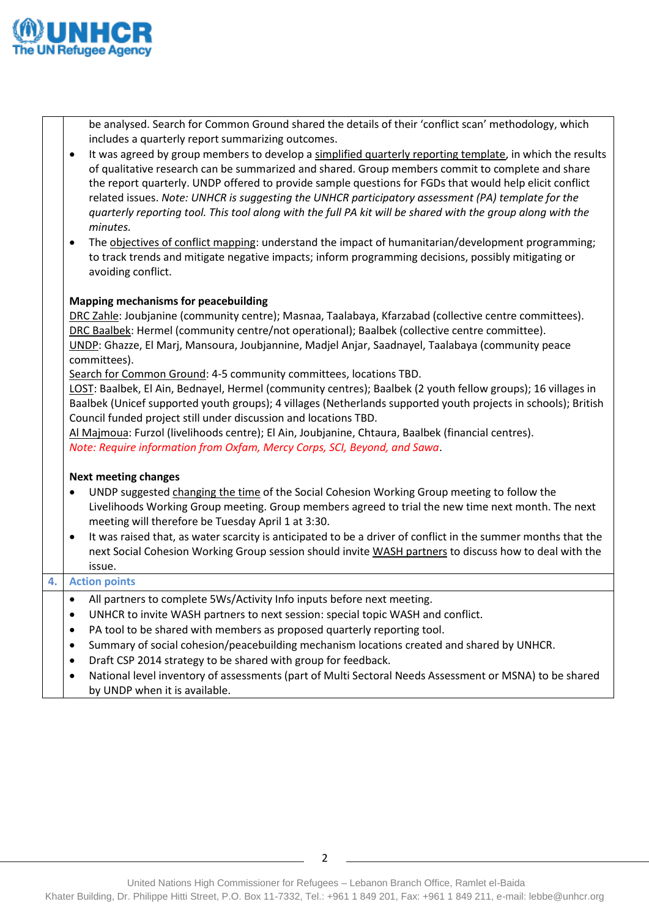be analysed. Search for Common Ground shared the details of their 'conflict scan' methodology, which includes a quarterly report summarizing outcomes.

- It was agreed by group members to develop a simplified quarterly reporting template, in which the results of qualitative research can be summarized and shared. Group members commit to complete and share the report quarterly. UNDP offered to provide sample questions for FGDs that would help elicit conflict related issues. *Note: UNHCR is suggesting the UNHCR participatory assessment (PA) template for the quarterly reporting tool. This tool along with the full PA kit will be shared with the group along with the minutes.*
- The objectives of conflict mapping: understand the impact of humanitarian/development programming; to track trends and mitigate negative impacts; inform programming decisions, possibly mitigating or avoiding conflict.

**Mapping mechanisms for peacebuilding**

DRC Zahle: Joubjanine (community centre); Masnaa, Taalabaya, Kfarzabad (collective centre committees).
DRC Baalbek: Hermel (community centre/not operational); Baalbek (collective centre committee).
UNDP: Ghazze, El Marj, Mansoura, Joubjannine, Madjel Anjar, Saadnayel, Taalabaya (community peace committees).
Search for Common Ground: 4-5 community committees, locations TBD.
LOST: Baalbek, El Ain, Bednayel, Hermel (community centres); Baalbek (2 youth fellow groups); 16 villages in Baalbek (Unicef supported youth groups); 4 villages (Netherlands supported youth projects in schools); British Council funded project still under discussion and locations TBD.
Al Majmoua: Furzol (livelihoods centre); El Ain, Joubjanine, Chtaura, Baalbek (financial centres).
*Note: Require information from Oxfam, Mercy Corps, SCI, Beyond, and Sawa*.

**Next meeting changes**

- UNDP suggested changing the time of the Social Cohesion Working Group meeting to follow the Livelihoods Working Group meeting. Group members agreed to trial the new time next month. The next meeting will therefore be Tuesday April 1 at 3:30.
- It was raised that, as water scarcity is anticipated to be a driver of conflict in the summer months that the next Social Cohesion Working Group session should invite WASH partners to discuss how to deal with the issue.

**4. Action points**

- All partners to complete 5Ws/Activity Info inputs before next meeting.
- UNHCR to invite WASH partners to next session: special topic WASH and conflict.
- PA tool to be shared with members as proposed quarterly reporting tool.
- Summary of social cohesion/peacebuilding mechanism locations created and shared by UNHCR.
- Draft CSP 2014 strategy to be shared with group for feedback.
- National level inventory of assessments (part of Multi Sectoral Needs Assessment or MSNA) to be shared by UNDP when it is available.